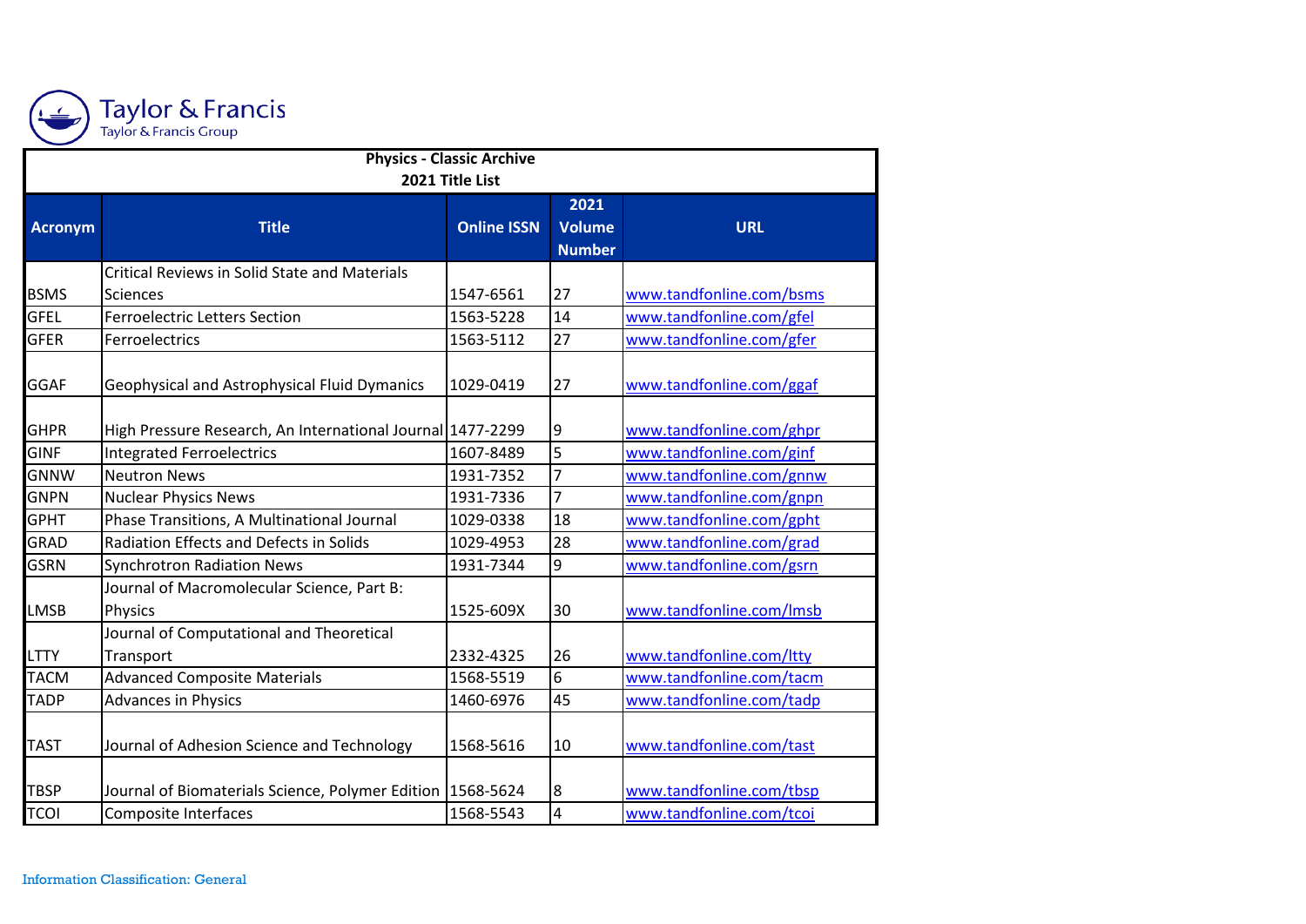Taylor & Francis
Taylor & Francis Group

| Physics - Classic Archive<br>2021 Title List | | | | |
|---|---|---|---|---|
| **Acronym** | **Title** | **Online ISSN** | **2021 Volume Number** | **URL** |
| BSMS | Critical Reviews in Solid State and Materials Sciences | 1547-6561 | 27 | www.tandfonline.com/bsms |
| GFEL | Ferroelectric Letters Section | 1563-5228 | 14 | www.tandfonline.com/gfel |
| GFER | Ferroelectrics | 1563-5112 | 27 | www.tandfonline.com/gfer |
| GGAF | Geophysical and Astrophysical Fluid Dymanics | 1029-0419 | 27 | www.tandfonline.com/ggaf |
| GHPR | High Pressure Research, An International Journal | 1477-2299 | 9 | www.tandfonline.com/ghpr |
| GINF | Integrated Ferroelectrics | 1607-8489 | 5 | www.tandfonline.com/ginf |
| GNNW | Neutron News | 1931-7352 | 7 | www.tandfonline.com/gnnw |
| GNPN | Nuclear Physics News | 1931-7336 | 7 | www.tandfonline.com/gnpn |
| GPHT | Phase Transitions, A Multinational Journal | 1029-0338 | 18 | www.tandfonline.com/gpht |
| GRAD | Radiation Effects and Defects in Solids | 1029-4953 | 28 | www.tandfonline.com/grad |
| GSRN | Synchrotron Radiation News | 1931-7344 | 9 | www.tandfonline.com/gsrn |
| LMSB | Journal of Macromolecular Science, Part B: Physics | 1525-609X | 30 | www.tandfonline.com/lmsb |
| LTTY | Journal of Computational and Theoretical Transport | 2332-4325 | 26 | www.tandfonline.com/ltty |
| TACM | Advanced Composite Materials | 1568-5519 | 6 | www.tandfonline.com/tacm |
| TADP | Advances in Physics | 1460-6976 | 45 | www.tandfonline.com/tadp |
| TAST | Journal of Adhesion Science and Technology | 1568-5616 | 10 | www.tandfonline.com/tast |
| TBSP | Journal of Biomaterials Science, Polymer Edition | 1568-5624 | 8 | www.tandfonline.com/tbsp |
| TCOI | Composite Interfaces | 1568-5543 | 4 | www.tandfonline.com/tcoi |

Information Classification: General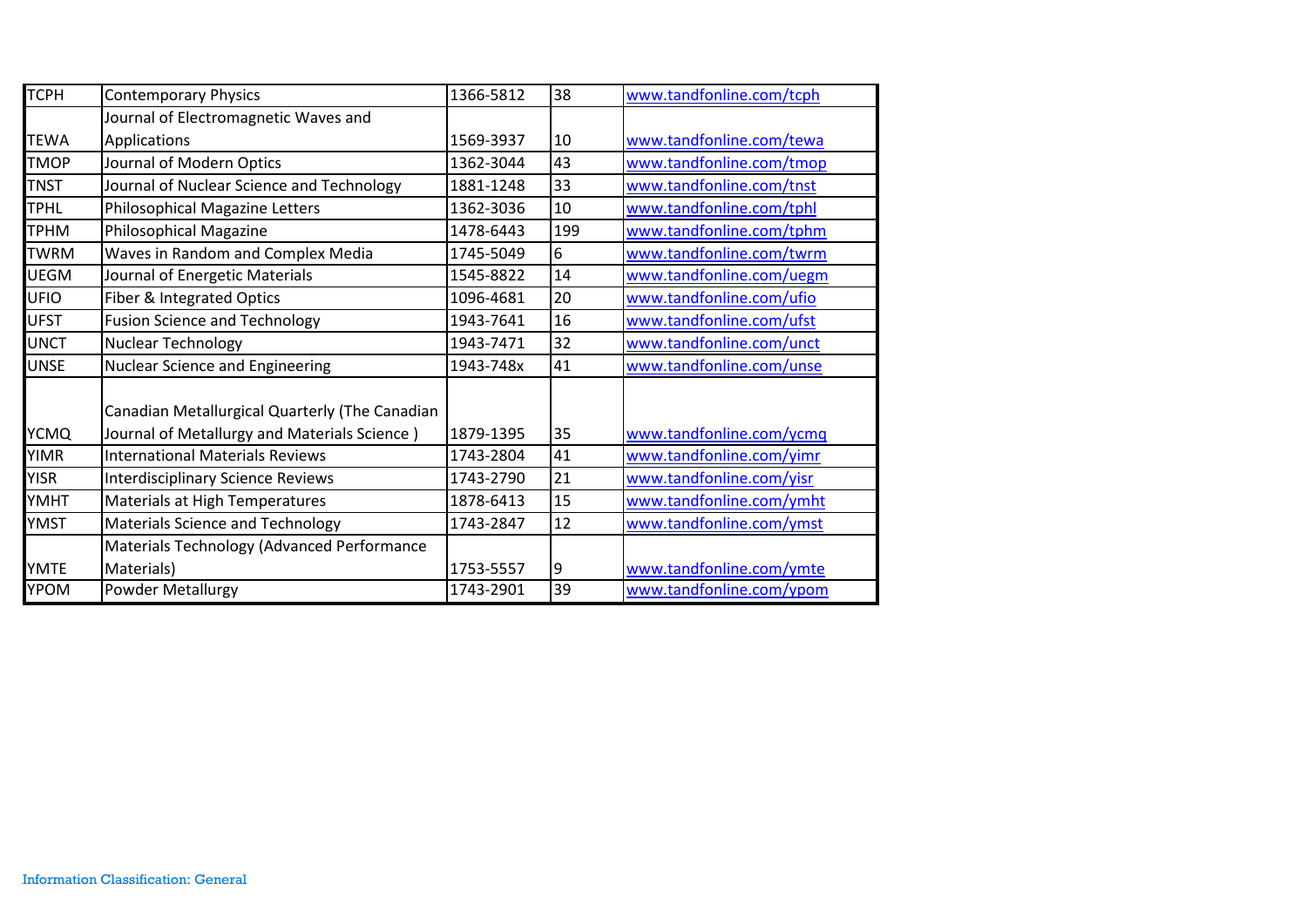| | | | | |
|---|---|---|---|---|
| TCPH | Contemporary Physics | 1366-5812 | 38 | www.tandfonline.com/tcph |
| TEWA | Journal of Electromagnetic Waves and Applications | 1569-3937 | 10 | www.tandfonline.com/tewa |
| TMOP | Journal of Modern Optics | 1362-3044 | 43 | www.tandfonline.com/tmop |
| TNST | Journal of Nuclear Science and Technology | 1881-1248 | 33 | www.tandfonline.com/tnst |
| TPHL | Philosophical Magazine Letters | 1362-3036 | 10 | www.tandfonline.com/tphl |
| TPHM | Philosophical Magazine | 1478-6443 | 199 | www.tandfonline.com/tphm |
| TWRM | Waves in Random and Complex Media | 1745-5049 | 6 | www.tandfonline.com/twrm |
| UEGM | Journal of Energetic Materials | 1545-8822 | 14 | www.tandfonline.com/uegm |
| UFIO | Fiber & Integrated Optics | 1096-4681 | 20 | www.tandfonline.com/ufio |
| UFST | Fusion Science and Technology | 1943-7641 | 16 | www.tandfonline.com/ufst |
| UNCT | Nuclear Technology | 1943-7471 | 32 | www.tandfonline.com/unct |
| UNSE | Nuclear Science and Engineering | 1943-748x | 41 | www.tandfonline.com/unse |
| YCMQ | Canadian Metallurgical Quarterly (The Canadian Journal of Metallurgy and Materials Science ) | 1879-1395 | 35 | www.tandfonline.com/ycmq |
| YIMR | International Materials Reviews | 1743-2804 | 41 | www.tandfonline.com/yimr |
| YISR | Interdisciplinary Science Reviews | 1743-2790 | 21 | www.tandfonline.com/yisr |
| YMHT | Materials at High Temperatures | 1878-6413 | 15 | www.tandfonline.com/ymht |
| YMST | Materials Science and Technology | 1743-2847 | 12 | www.tandfonline.com/ymst |
| YMTE | Materials Technology (Advanced Performance Materials) | 1753-5557 | 9 | www.tandfonline.com/ymte |
| YPOM | Powder Metallurgy | 1743-2901 | 39 | www.tandfonline.com/ypom |

Information Classification: General